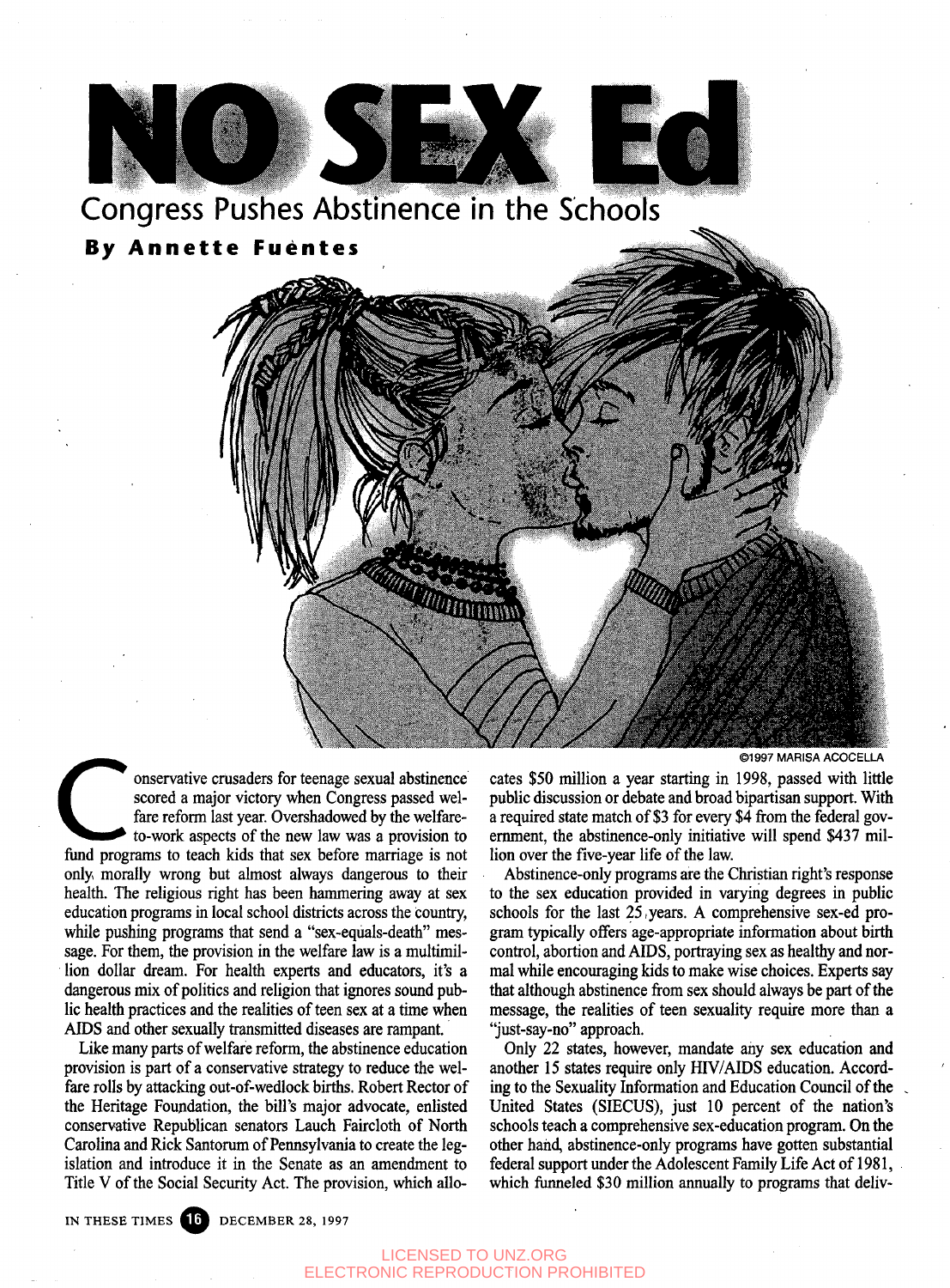# NO SEX Ed

## Congress Pushes Abstinence in the Schools

**By Annette Fuentes**

©1997 MARISA ACOCELLA

Conservative crusaders for teenage sexual abstinence scored a major victory when Congress passed welfare reform last year. Overshadowed by the welfare-to-work aspects of the new law was a provision to fund programs to teach kids that sex before marriage is not only morally wrong but almost always dangerous to their health. The religious right has been hammering away at sex education programs in local school districts across the country, while pushing programs that send a "sex-equals-death" message. For them, the provision in the welfare law is a multimillion dollar dream. For health experts and educators, it's a dangerous mix of politics and religion that ignores sound public health practices and the realities of teen sex at a time when AIDS and other sexually transmitted diseases are rampant.

Like many parts of welfare reform, the abstinence education provision is part of a conservative strategy to reduce the welfare rolls by attacking out-of-wedlock births. Robert Rector of the Heritage Foundation, the bill's major advocate, enlisted conservative Republican senators Lauch Faircloth of North Carolina and Rick Santorum of Pennsylvania to create the legislation and introduce it in the Senate as an amendment to Title V of the Social Security Act. The provision, which allocates $50 million a year starting in 1998, passed with little public discussion or debate and broad bipartisan support. With a required state match of $3 for every $4 from the federal government, the abstinence-only initiative will spend $437 million over the five-year life of the law.

Abstinence-only programs are the Christian right's response to the sex education provided in varying degrees in public schools for the last 25 years. A comprehensive sex-ed program typically offers age-appropriate information about birth control, abortion and AIDS, portraying sex as healthy and normal while encouraging kids to make wise choices. Experts say that although abstinence from sex should always be part of the message, the realities of teen sexuality require more than a "just-say-no" approach.

Only 22 states, however, mandate any sex education and another 15 states require only HIV/AIDS education. According to the Sexuality Information and Education Council of the United States (SIECUS), just 10 percent of the nation's schools teach a comprehensive sex-education program. On the other hand, abstinence-only programs have gotten substantial federal support under the Adolescent Family Life Act of 1981, which funneled $30 million annually to programs that deliv-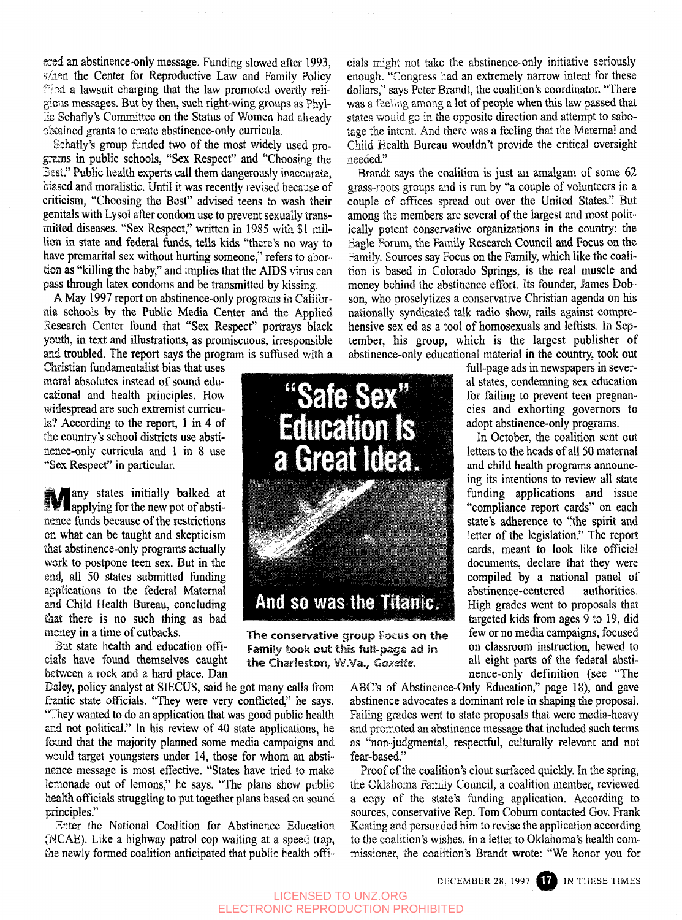ered an abstinence-only message. Funding slowed after 1993, when the Center for Reproductive Law and Family Policy filed a lawsuit charging that the law promoted overtly religious messages. But by then, such right-wing groups as Phyllis Schafly's Committee on the Status of Women had already obtained grants to create abstinence-only curricula.

Schafly's group funded two of the most widely used programs in public schools, "Sex Respect" and "Choosing the Best." Public health experts call them dangerously inaccurate, biased and moralistic. Until it was recently revised because of criticism, "Choosing the Best" advised teens to wash their genitals with Lysol after condom use to prevent sexually transmitted diseases. "Sex Respect," written in 1985 with $1 million in state and federal funds, tells kids "there's no way to have premarital sex without hurting someone," refers to abortion as "killing the baby," and implies that the AIDS virus can pass through latex condoms and be transmitted by kissing.

A May 1997 report on abstinence-only programs in California schools by the Public Media Center and the Applied Research Center found that "Sex Respect" portrays black youth, in text and illustrations, as promiscuous, irresponsible and troubled. The report says the program is suffused with a Christian fundamentalist bias that uses moral absolutes instead of sound educational and health principles. How widespread are such extremist curricula? According to the report, 1 in 4 of the country's school districts use abstinence-only curricula and 1 in 8 use "Sex Respect" in particular.

Many states initially balked at applying for the new pot of abstinence funds because of the restrictions on what can be taught and skepticism that abstinence-only programs actually work to postpone teen sex. But in the end, all 50 states submitted funding applications to the federal Maternal and Child Health Bureau, concluding that there is no such thing as bad money in a time of cutbacks.

But state health and education officials have found themselves caught between a rock and a hard place. Dan Daley, policy analyst at SIECUS, said he got many calls from frantic state officials. "They were very conflicted," he says. "They wanted to do an application that was good public health and not political." In his review of 40 state applications, he found that the majority planned some media campaigns and would target youngsters under 14, those for whom an abstinence message is most effective. "States have tried to make lemonade out of lemons," he says. "The plans show public health officials struggling to put together plans based on sound principles."

Enter the National Coalition for Abstinence Education (NCAE). Like a highway patrol cop waiting at a speed trap, the newly formed coalition anticipated that public health officials might not take the abstinence-only initiative seriously enough. "Congress had an extremely narrow intent for these dollars," says Peter Brandt, the coalition's coordinator. "There was a feeling among a lot of people when this law passed that states would go in the opposite direction and attempt to sabotage the intent. And there was a feeling that the Maternal and Child Health Bureau wouldn't provide the critical oversight needed."

Brandt says the coalition is just an amalgam of some 62 grass-roots groups and is run by "a couple of volunteers in a couple of offices spread out over the United States." But among the members are several of the largest and most politically potent conservative organizations in the country: the Eagle Forum, the Family Research Council and Focus on the Family. Sources say Focus on the Family, which like the coalition is based in Colorado Springs, is the real muscle and money behind the abstinence effort. Its founder, James Dobson, who proselytizes a conservative Christian agenda on his nationally syndicated talk radio show, rails against comprehensive sex ed as a tool of homosexuals and leftists. In September, his group, which is the largest publisher of abstinence-only educational material in the country, took out full-page ads in newspapers in several states, condemning sex education for failing to prevent teen pregnancies and exhorting governors to adopt abstinence-only programs.

"Safe Sex" Education Is a Great Idea.

And so was the Titanic.

**The conservative group Focus on the Family took out this full-page ad in the Charleston, W.Va., *Gazette*.**

In October, the coalition sent out letters to the heads of all 50 maternal and child health programs announcing its intentions to review all state funding applications and issue "compliance report cards" on each state's adherence to "the spirit and letter of the legislation." The report cards, meant to look like official documents, declare that they were compiled by a national panel of abstinence-centered authorities. High grades went to proposals that targeted kids from ages 9 to 19, did few or no media campaigns, focused on classroom instruction, hewed to all eight parts of the federal abstinence-only definition (see "The ABC's of Abstinence-Only Education," page 18), and gave abstinence advocates a dominant role in shaping the proposal. Failing grades went to state proposals that were media-heavy and promoted an abstinence message that included such terms as "non-judgmental, respectful, culturally relevant and not fear-based."

Proof of the coalition's clout surfaced quickly. In the spring, the Oklahoma Family Council, a coalition member, reviewed a copy of the state's funding application. According to sources, conservative Rep. Tom Coburn contacted Gov. Frank Keating and persuaded him to revise the application according to the coalition's wishes. In a letter to Oklahoma's health commissioner, the coalition's Brandt wrote: "We honor you for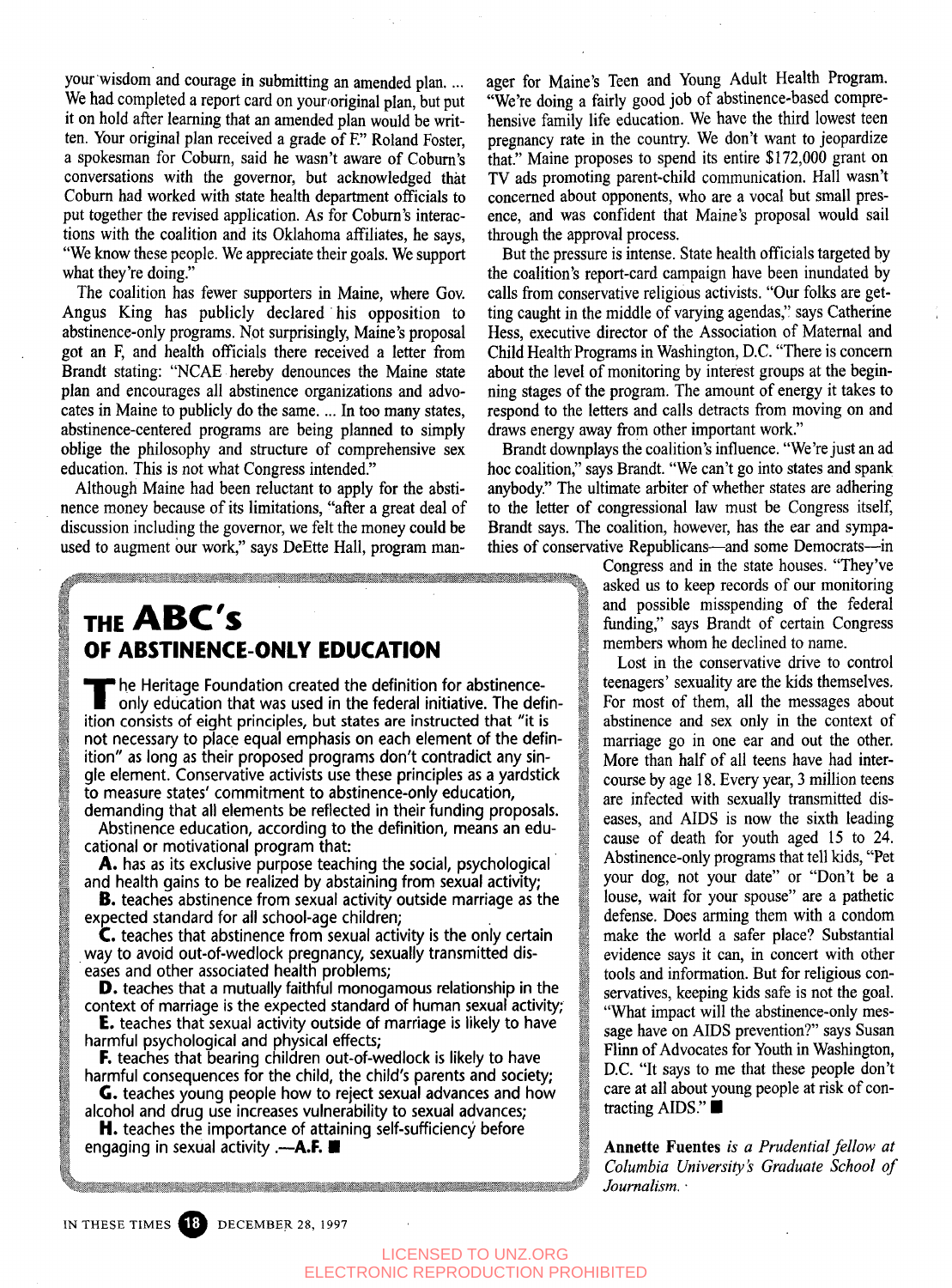your wisdom and courage in submitting an amended plan. ... We had completed a report card on your original plan, but put it on hold after learning that an amended plan would be written. Your original plan received a grade of F." Roland Foster, a spokesman for Coburn, said he wasn't aware of Coburn's conversations with the governor, but acknowledged that Coburn had worked with state health department officials to put together the revised application. As for Coburn's interactions with the coalition and its Oklahoma affiliates, he says, "We know these people. We appreciate their goals. We support what they're doing."

The coalition has fewer supporters in Maine, where Gov. Angus King has publicly declared his opposition to abstinence-only programs. Not surprisingly, Maine's proposal got an F, and health officials there received a letter from Brandt stating: "NCAE hereby denounces the Maine state plan and encourages all abstinence organizations and advocates in Maine to publicly do the same. ... In too many states, abstinence-centered programs are being planned to simply oblige the philosophy and structure of comprehensive sex education. This is not what Congress intended."

Although Maine had been reluctant to apply for the abstinence money because of its limitations, "after a great deal of discussion including the governor, we felt the money could be used to augment our work," says DeEtte Hall, program manager for Maine's Teen and Young Adult Health Program. "We're doing a fairly good job of abstinence-based comprehensive family life education. We have the third lowest teen pregnancy rate in the country. We don't want to jeopardize that." Maine proposes to spend its entire $172,000 grant on TV ads promoting parent-child communication. Hall wasn't concerned about opponents, who are a vocal but small presence, and was confident that Maine's proposal would sail through the approval process.

But the pressure is intense. State health officials targeted by the coalition's report-card campaign have been inundated by calls from conservative religious activists. "Our folks are getting caught in the middle of varying agendas," says Catherine Hess, executive director of the Association of Maternal and Child Health Programs in Washington, D.C. "There is concern about the level of monitoring by interest groups at the beginning stages of the program. The amount of energy it takes to respond to the letters and calls detracts from moving on and draws energy away from other important work."

Brandt downplays the coalition's influence. "We're just an ad hoc coalition," says Brandt. "We can't go into states and spank anybody." The ultimate arbiter of whether states are adhering to the letter of congressional law must be Congress itself, Brandt says. The coalition, however, has the ear and sympathies of conservative Republicans—and some Democrats—in Congress and in the state houses. "They've asked us to keep records of our monitoring and possible misspending of the federal funding," says Brandt of certain Congress members whom he declined to name.

Lost in the conservative drive to control teenagers' sexuality are the kids themselves. For most of them, all the messages about abstinence and sex only in the context of marriage go in one ear and out the other. More than half of all teens have had intercourse by age 18. Every year, 3 million teens are infected with sexually transmitted diseases, and AIDS is now the sixth leading cause of death for youth aged 15 to 24. Abstinence-only programs that tell kids, "Pet your dog, not your date" or "Don't be a louse, wait for your spouse" are a pathetic defense. Does arming them with a condom make the world a safer place? Substantial evidence says it can, in concert with other tools and information. But for religious conservatives, keeping kids safe is not the goal. "What impact will the abstinence-only message have on AIDS prevention?" says Susan Flinn of Advocates for Youth in Washington, D.C. "It says to me that these people don't care at all about young people at risk of contracting AIDS." ■

**Annette Fuentes** *is a Prudential fellow at Columbia University's Graduate School of Journalism.*

## THE ABC's OF ABSTINENCE-ONLY EDUCATION

The Heritage Foundation created the definition for abstinence-only education that was used in the federal initiative. The definition consists of eight principles, but states are instructed that "it is not necessary to place equal emphasis on each element of the definition" as long as their proposed programs don't contradict any single element. Conservative activists use these principles as a yardstick to measure states' commitment to abstinence-only education, demanding that all elements be reflected in their funding proposals.

Abstinence education, according to the definition, means an educational or motivational program that:

**A.** has as its exclusive purpose teaching the social, psychological and health gains to be realized by abstaining from sexual activity;

**B.** teaches abstinence from sexual activity outside marriage as the expected standard for all school-age children;

**C.** teaches that abstinence from sexual activity is the only certain way to avoid out-of-wedlock pregnancy, sexually transmitted diseases and other associated health problems;

**D.** teaches that a mutually faithful monogamous relationship in the context of marriage is the expected standard of human sexual activity;

**E.** teaches that sexual activity outside of marriage is likely to have harmful psychological and physical effects;

**F.** teaches that bearing children out-of-wedlock is likely to have harmful consequences for the child, the child's parents and society;

**G.** teaches young people how to reject sexual advances and how alcohol and drug use increases vulnerability to sexual advances;

**H.** teaches the importance of attaining self-sufficiency before engaging in sexual activity.—**A.F.** ■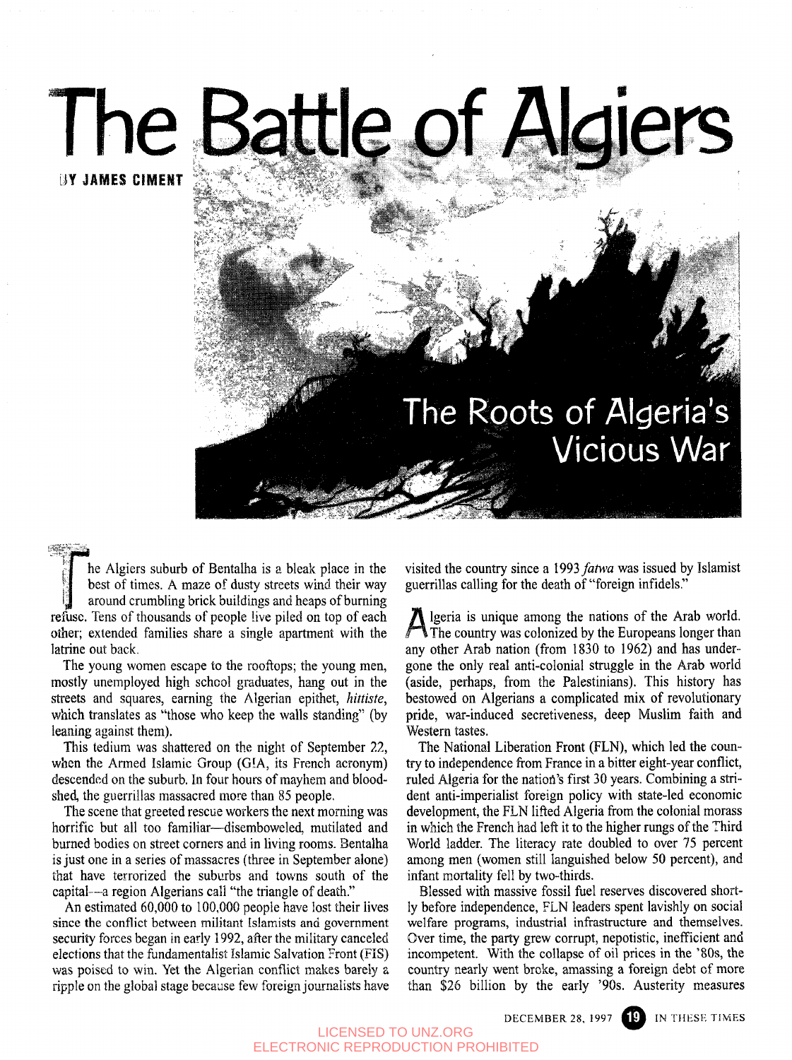# The Battle of Algiers

BY JAMES CIMENT

## The Roots of Algeria's Vicious War

The Algiers suburb of Bentalha is a bleak place in the best of times. A maze of dusty streets wind their way around crumbling brick buildings and heaps of burning refuse. Tens of thousands of people live piled on top of each other; extended families share a single apartment with the latrine out back.

The young women escape to the rooftops; the young men, mostly unemployed high school graduates, hang out in the streets and squares, earning the Algerian epithet, *hittiste*, which translates as "those who keep the walls standing" (by leaning against them).

This tedium was shattered on the night of September 22, when the Armed Islamic Group (GIA, its French acronym) descended on the suburb. In four hours of mayhem and bloodshed, the guerrillas massacred more than 85 people.

The scene that greeted rescue workers the next morning was horrific but all too familiar—disemboweled, mutilated and burned bodies on street corners and in living rooms. Bentalha is just one in a series of massacres (three in September alone) that have terrorized the suburbs and towns south of the capital—a region Algerians call "the triangle of death."

An estimated 60,000 to 100,000 people have lost their lives since the conflict between militant Islamists and government security forces began in early 1992, after the military canceled elections that the fundamentalist Islamic Salvation Front (FIS) was poised to win. Yet the Algerian conflict makes barely a ripple on the global stage because few foreign journalists have visited the country since a 1993 *fatwa* was issued by Islamist guerrillas calling for the death of "foreign infidels."

Algeria is unique among the nations of the Arab world. The country was colonized by the Europeans longer than any other Arab nation (from 1830 to 1962) and has undergone the only real anti-colonial struggle in the Arab world (aside, perhaps, from the Palestinians). This history has bestowed on Algerians a complicated mix of revolutionary pride, war-induced secretiveness, deep Muslim faith and Western tastes.

The National Liberation Front (FLN), which led the country to independence from France in a bitter eight-year conflict, ruled Algeria for the nation's first 30 years. Combining a strident anti-imperialist foreign policy with state-led economic development, the FLN lifted Algeria from the colonial morass in which the French had left it to the higher rungs of the Third World ladder. The literacy rate doubled to over 75 percent among men (women still languished below 50 percent), and infant mortality fell by two-thirds.

Blessed with massive fossil fuel reserves discovered shortly before independence, FLN leaders spent lavishly on social welfare programs, industrial infrastructure and themselves. Over time, the party grew corrupt, nepotistic, inefficient and incompetent. With the collapse of oil prices in the '80s, the country nearly went broke, amassing a foreign debt of more than \$26 billion by the early '90s. Austerity measures